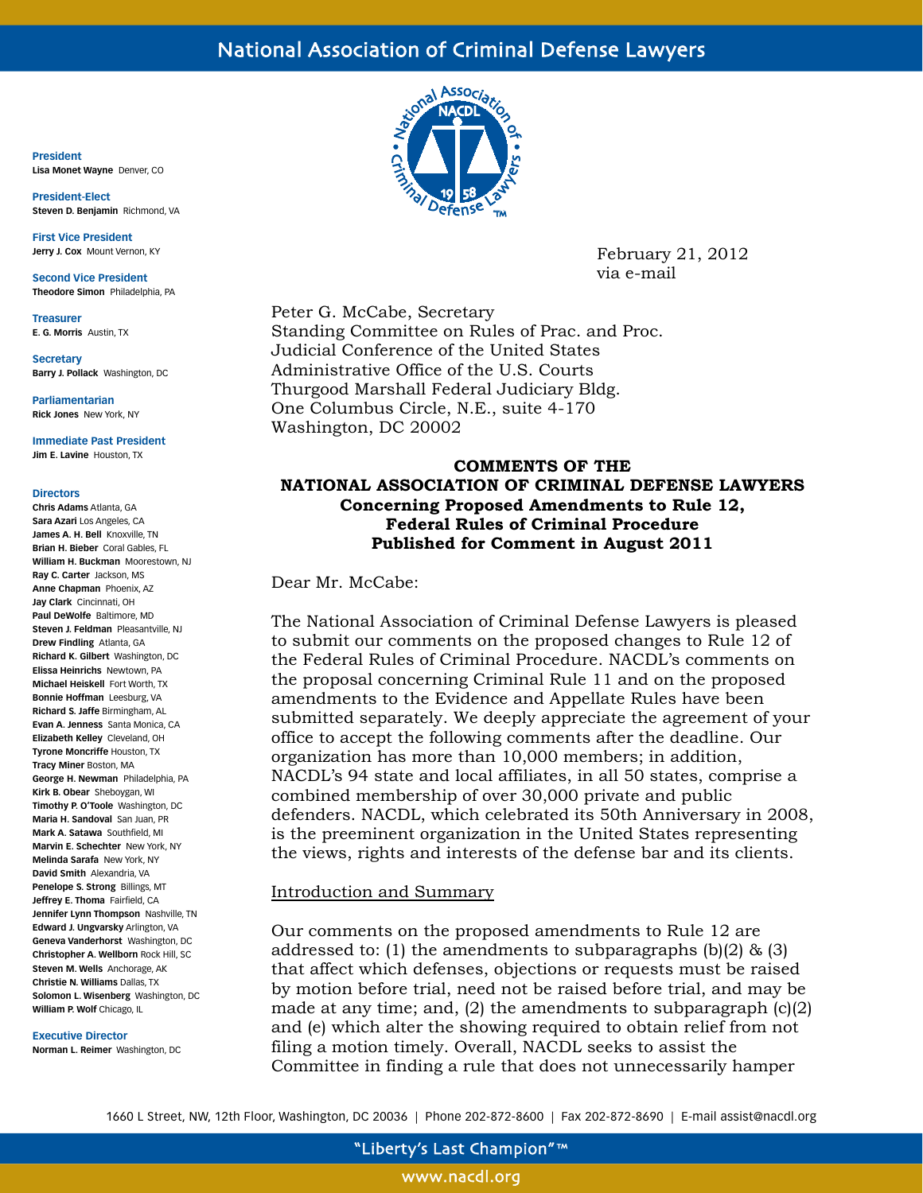# National Association of Criminal Defense Lawyers

**President**
**Lisa Monet Wayne** Denver, CO

**President-Elect**
**Steven D. Benjamin** Richmond, VA

**First Vice President**
**Jerry J. Cox** Mount Vernon, KY

**Second Vice President**
**Theodore Simon** Philadelphia, PA

**Treasurer**
**E. G. Morris** Austin, TX

**Secretary**
**Barry J. Pollack** Washington, DC

**Parliamentarian**
**Rick Jones** New York, NY

**Immediate Past President**
**Jim E. Lavine** Houston, TX

**Directors**
**Chris Adams** Atlanta, GA
**Sara Azari** Los Angeles, CA
**James A. H. Bell** Knoxville, TN
**Brian H. Bieber** Coral Gables, FL
**William H. Buckman** Moorestown, NJ
**Ray C. Carter** Jackson, MS
**Anne Chapman** Phoenix, AZ
**Jay Clark** Cincinnati, OH
**Paul DeWolfe** Baltimore, MD
**Steven J. Feldman** Pleasantville, NJ
**Drew Findling** Atlanta, GA
**Richard K. Gilbert** Washington, DC
**Elissa Heinrichs** Newtown, PA
**Michael Heiskell** Fort Worth, TX
**Bonnie Hoffman** Leesburg, VA
**Richard S. Jaffe** Birmingham, AL
**Evan A. Jenness** Santa Monica, CA
**Elizabeth Kelley** Cleveland, OH
**Tyrone Moncriffe** Houston, TX
**Tracy Miner** Boston, MA
**George H. Newman** Philadelphia, PA
**Kirk B. Obear** Sheboygan, WI
**Timothy P. O'Toole** Washington, DC
**Maria H. Sandoval** San Juan, PR
**Mark A. Satawa** Southfield, MI
**Marvin E. Schechter** New York, NY
**Melinda Sarafa** New York, NY
**David Smith** Alexandria, VA
**Penelope S. Strong** Billings, MT
**Jeffrey E. Thoma** Fairfield, CA
**Jennifer Lynn Thompson** Nashville, TN
**Edward J. Ungvarsky** Arlington, VA
**Geneva Vanderhorst** Washington, DC
**Christopher A. Wellborn** Rock Hill, SC
**Steven M. Wells** Anchorage, AK
**Christie N. Williams** Dallas, TX
**Solomon L. Wisenberg** Washington, DC
**William P. Wolf** Chicago, IL

**Executive Director**
**Norman L. Reimer** Washington, DC

February 21, 2012
via e-mail

Peter G. McCabe, Secretary
Standing Committee on Rules of Prac. and Proc.
Judicial Conference of the United States
Administrative Office of the U.S. Courts
Thurgood Marshall Federal Judiciary Bldg.
One Columbus Circle, N.E., suite 4-170
Washington, DC 20002

**COMMENTS OF THE**
**NATIONAL ASSOCIATION OF CRIMINAL DEFENSE LAWYERS**
**Concerning Proposed Amendments to Rule 12,**
**Federal Rules of Criminal Procedure**
**Published for Comment in August 2011**

Dear Mr. McCabe:

The National Association of Criminal Defense Lawyers is pleased to submit our comments on the proposed changes to Rule 12 of the Federal Rules of Criminal Procedure. NACDL's comments on the proposal concerning Criminal Rule 11 and on the proposed amendments to the Evidence and Appellate Rules have been submitted separately. We deeply appreciate the agreement of your office to accept the following comments after the deadline. Our organization has more than 10,000 members; in addition, NACDL's 94 state and local affiliates, in all 50 states, comprise a combined membership of over 30,000 private and public defenders. NACDL, which celebrated its 50th Anniversary in 2008, is the preeminent organization in the United States representing the views, rights and interests of the defense bar and its clients.

<u>Introduction and Summary</u>

Our comments on the proposed amendments to Rule 12 are addressed to: (1) the amendments to subparagraphs (b)(2) & (3) that affect which defenses, objections or requests must be raised by motion before trial, need not be raised before trial, and may be made at any time; and, (2) the amendments to subparagraph (c)(2) and (e) which alter the showing required to obtain relief from not filing a motion timely. Overall, NACDL seeks to assist the Committee in finding a rule that does not unnecessarily hamper

1660 L Street, NW, 12th Floor, Washington, DC 20036 | Phone 202-872-8600 | Fax 202-872-8690 | E-mail assist@nacdl.org

"Liberty's Last Champion"™

www.nacdl.org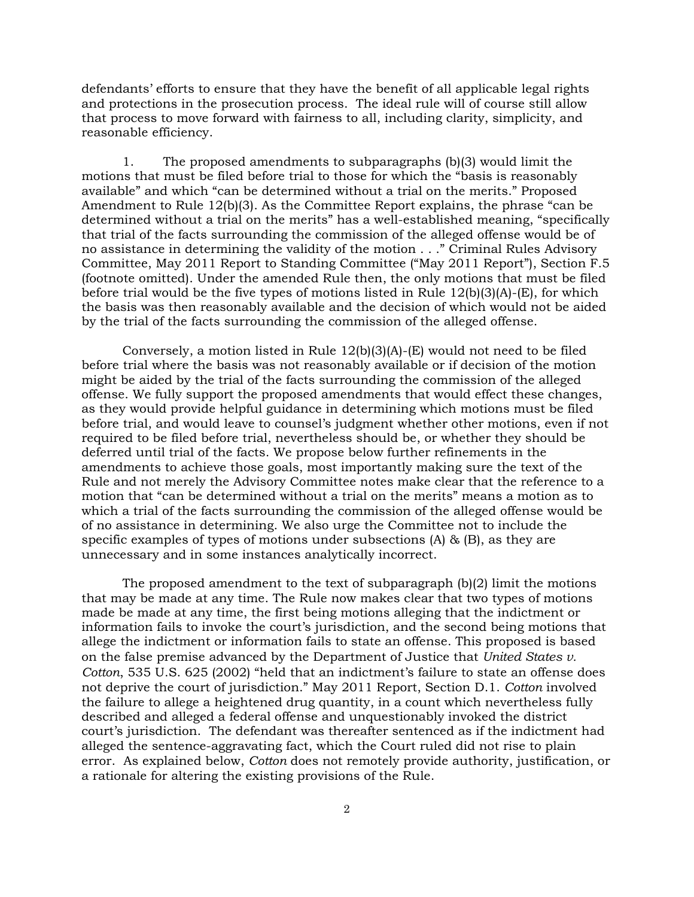defendants' efforts to ensure that they have the benefit of all applicable legal rights and protections in the prosecution process. The ideal rule will of course still allow that process to move forward with fairness to all, including clarity, simplicity, and reasonable efficiency.

1. The proposed amendments to subparagraphs (b)(3) would limit the motions that must be filed before trial to those for which the "basis is reasonably available" and which "can be determined without a trial on the merits." Proposed Amendment to Rule 12(b)(3). As the Committee Report explains, the phrase "can be determined without a trial on the merits" has a well-established meaning, "specifically that trial of the facts surrounding the commission of the alleged offense would be of no assistance in determining the validity of the motion . . ." Criminal Rules Advisory Committee, May 2011 Report to Standing Committee ("May 2011 Report"), Section F.5 (footnote omitted). Under the amended Rule then, the only motions that must be filed before trial would be the five types of motions listed in Rule 12(b)(3)(A)-(E), for which the basis was then reasonably available and the decision of which would not be aided by the trial of the facts surrounding the commission of the alleged offense.

Conversely, a motion listed in Rule 12(b)(3)(A)-(E) would not need to be filed before trial where the basis was not reasonably available or if decision of the motion might be aided by the trial of the facts surrounding the commission of the alleged offense. We fully support the proposed amendments that would effect these changes, as they would provide helpful guidance in determining which motions must be filed before trial, and would leave to counsel's judgment whether other motions, even if not required to be filed before trial, nevertheless should be, or whether they should be deferred until trial of the facts. We propose below further refinements in the amendments to achieve those goals, most importantly making sure the text of the Rule and not merely the Advisory Committee notes make clear that the reference to a motion that "can be determined without a trial on the merits" means a motion as to which a trial of the facts surrounding the commission of the alleged offense would be of no assistance in determining. We also urge the Committee not to include the specific examples of types of motions under subsections (A) & (B), as they are unnecessary and in some instances analytically incorrect.

The proposed amendment to the text of subparagraph (b)(2) limit the motions that may be made at any time. The Rule now makes clear that two types of motions made be made at any time, the first being motions alleging that the indictment or information fails to invoke the court's jurisdiction, and the second being motions that allege the indictment or information fails to state an offense. This proposed is based on the false premise advanced by the Department of Justice that *United States v. Cotton*, 535 U.S. 625 (2002) "held that an indictment's failure to state an offense does not deprive the court of jurisdiction." May 2011 Report, Section D.1. *Cotton* involved the failure to allege a heightened drug quantity, in a count which nevertheless fully described and alleged a federal offense and unquestionably invoked the district court's jurisdiction. The defendant was thereafter sentenced as if the indictment had alleged the sentence-aggravating fact, which the Court ruled did not rise to plain error. As explained below, *Cotton* does not remotely provide authority, justification, or a rationale for altering the existing provisions of the Rule.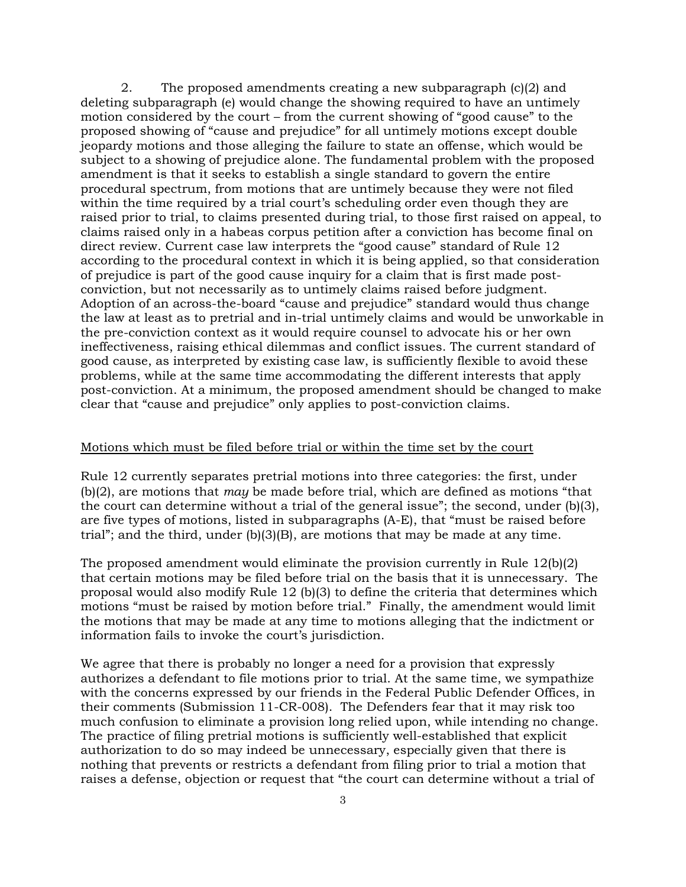2. The proposed amendments creating a new subparagraph (c)(2) and deleting subparagraph (e) would change the showing required to have an untimely motion considered by the court – from the current showing of "good cause" to the proposed showing of "cause and prejudice" for all untimely motions except double jeopardy motions and those alleging the failure to state an offense, which would be subject to a showing of prejudice alone. The fundamental problem with the proposed amendment is that it seeks to establish a single standard to govern the entire procedural spectrum, from motions that are untimely because they were not filed within the time required by a trial court's scheduling order even though they are raised prior to trial, to claims presented during trial, to those first raised on appeal, to claims raised only in a habeas corpus petition after a conviction has become final on direct review. Current case law interprets the "good cause" standard of Rule 12 according to the procedural context in which it is being applied, so that consideration of prejudice is part of the good cause inquiry for a claim that is first made post-conviction, but not necessarily as to untimely claims raised before judgment. Adoption of an across-the-board "cause and prejudice" standard would thus change the law at least as to pretrial and in-trial untimely claims and would be unworkable in the pre-conviction context as it would require counsel to advocate his or her own ineffectiveness, raising ethical dilemmas and conflict issues. The current standard of good cause, as interpreted by existing case law, is sufficiently flexible to avoid these problems, while at the same time accommodating the different interests that apply post-conviction. At a minimum, the proposed amendment should be changed to make clear that "cause and prejudice" only applies to post-conviction claims.

<u>Motions which must be filed before trial or within the time set by the court</u>

Rule 12 currently separates pretrial motions into three categories: the first, under (b)(2), are motions that *may* be made before trial, which are defined as motions "that the court can determine without a trial of the general issue"; the second, under (b)(3), are five types of motions, listed in subparagraphs (A-E), that "must be raised before trial"; and the third, under (b)(3)(B), are motions that may be made at any time.

The proposed amendment would eliminate the provision currently in Rule 12(b)(2) that certain motions may be filed before trial on the basis that it is unnecessary. The proposal would also modify Rule 12 (b)(3) to define the criteria that determines which motions "must be raised by motion before trial." Finally, the amendment would limit the motions that may be made at any time to motions alleging that the indictment or information fails to invoke the court's jurisdiction.

We agree that there is probably no longer a need for a provision that expressly authorizes a defendant to file motions prior to trial. At the same time, we sympathize with the concerns expressed by our friends in the Federal Public Defender Offices, in their comments (Submission 11-CR-008). The Defenders fear that it may risk too much confusion to eliminate a provision long relied upon, while intending no change. The practice of filing pretrial motions is sufficiently well-established that explicit authorization to do so may indeed be unnecessary, especially given that there is nothing that prevents or restricts a defendant from filing prior to trial a motion that raises a defense, objection or request that "the court can determine without a trial of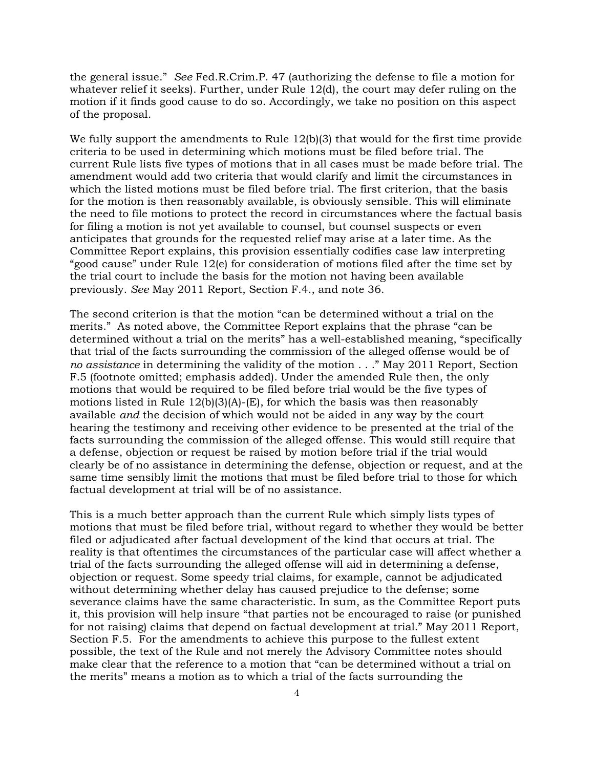the general issue." *See* Fed.R.Crim.P. 47 (authorizing the defense to file a motion for whatever relief it seeks). Further, under Rule 12(d), the court may defer ruling on the motion if it finds good cause to do so. Accordingly, we take no position on this aspect of the proposal.

We fully support the amendments to Rule 12(b)(3) that would for the first time provide criteria to be used in determining which motions must be filed before trial. The current Rule lists five types of motions that in all cases must be made before trial. The amendment would add two criteria that would clarify and limit the circumstances in which the listed motions must be filed before trial. The first criterion, that the basis for the motion is then reasonably available, is obviously sensible. This will eliminate the need to file motions to protect the record in circumstances where the factual basis for filing a motion is not yet available to counsel, but counsel suspects or even anticipates that grounds for the requested relief may arise at a later time. As the Committee Report explains, this provision essentially codifies case law interpreting "good cause" under Rule 12(e) for consideration of motions filed after the time set by the trial court to include the basis for the motion not having been available previously. *See* May 2011 Report, Section F.4., and note 36.

The second criterion is that the motion "can be determined without a trial on the merits." As noted above, the Committee Report explains that the phrase "can be determined without a trial on the merits" has a well-established meaning, "specifically that trial of the facts surrounding the commission of the alleged offense would be of *no assistance* in determining the validity of the motion . . ." May 2011 Report, Section F.5 (footnote omitted; emphasis added). Under the amended Rule then, the only motions that would be required to be filed before trial would be the five types of motions listed in Rule 12(b)(3)(A)-(E), for which the basis was then reasonably available *and* the decision of which would not be aided in any way by the court hearing the testimony and receiving other evidence to be presented at the trial of the facts surrounding the commission of the alleged offense. This would still require that a defense, objection or request be raised by motion before trial if the trial would clearly be of no assistance in determining the defense, objection or request, and at the same time sensibly limit the motions that must be filed before trial to those for which factual development at trial will be of no assistance.

This is a much better approach than the current Rule which simply lists types of motions that must be filed before trial, without regard to whether they would be better filed or adjudicated after factual development of the kind that occurs at trial. The reality is that oftentimes the circumstances of the particular case will affect whether a trial of the facts surrounding the alleged offense will aid in determining a defense, objection or request. Some speedy trial claims, for example, cannot be adjudicated without determining whether delay has caused prejudice to the defense; some severance claims have the same characteristic. In sum, as the Committee Report puts it, this provision will help insure "that parties not be encouraged to raise (or punished for not raising) claims that depend on factual development at trial." May 2011 Report, Section F.5. For the amendments to achieve this purpose to the fullest extent possible, the text of the Rule and not merely the Advisory Committee notes should make clear that the reference to a motion that "can be determined without a trial on the merits" means a motion as to which a trial of the facts surrounding the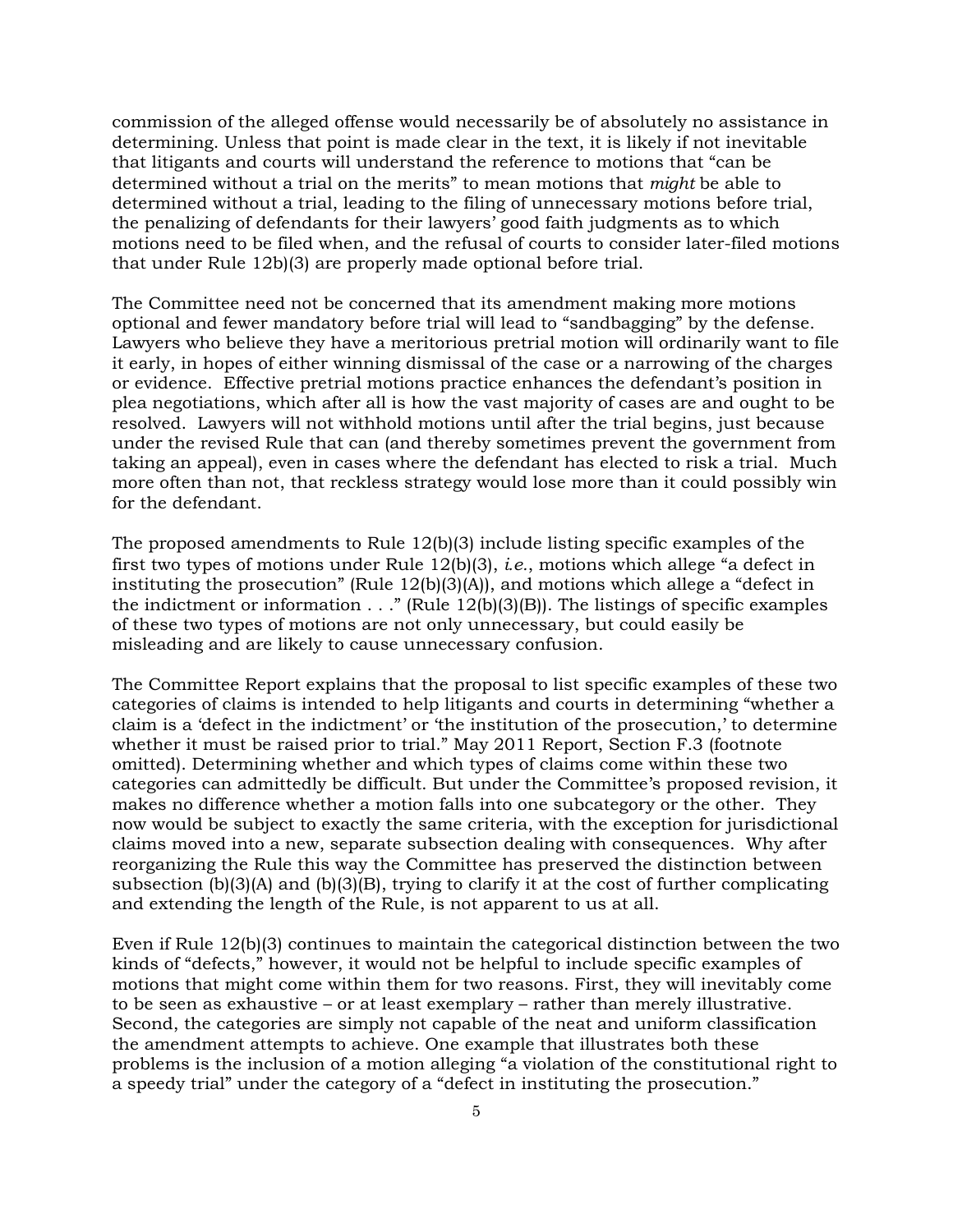commission of the alleged offense would necessarily be of absolutely no assistance in determining. Unless that point is made clear in the text, it is likely if not inevitable that litigants and courts will understand the reference to motions that "can be determined without a trial on the merits" to mean motions that *might* be able to determined without a trial, leading to the filing of unnecessary motions before trial, the penalizing of defendants for their lawyers' good faith judgments as to which motions need to be filed when, and the refusal of courts to consider later-filed motions that under Rule 12b)(3) are properly made optional before trial.

The Committee need not be concerned that its amendment making more motions optional and fewer mandatory before trial will lead to "sandbagging" by the defense. Lawyers who believe they have a meritorious pretrial motion will ordinarily want to file it early, in hopes of either winning dismissal of the case or a narrowing of the charges or evidence. Effective pretrial motions practice enhances the defendant's position in plea negotiations, which after all is how the vast majority of cases are and ought to be resolved. Lawyers will not withhold motions until after the trial begins, just because under the revised Rule that can (and thereby sometimes prevent the government from taking an appeal), even in cases where the defendant has elected to risk a trial. Much more often than not, that reckless strategy would lose more than it could possibly win for the defendant.

The proposed amendments to Rule 12(b)(3) include listing specific examples of the first two types of motions under Rule 12(b)(3), *i.e.*, motions which allege "a defect in instituting the prosecution" (Rule 12(b)(3)(A)), and motions which allege a "defect in the indictment or information . . ." (Rule 12(b)(3)(B)). The listings of specific examples of these two types of motions are not only unnecessary, but could easily be misleading and are likely to cause unnecessary confusion.

The Committee Report explains that the proposal to list specific examples of these two categories of claims is intended to help litigants and courts in determining "whether a claim is a 'defect in the indictment' or 'the institution of the prosecution,' to determine whether it must be raised prior to trial." May 2011 Report, Section F.3 (footnote omitted). Determining whether and which types of claims come within these two categories can admittedly be difficult. But under the Committee's proposed revision, it makes no difference whether a motion falls into one subcategory or the other. They now would be subject to exactly the same criteria, with the exception for jurisdictional claims moved into a new, separate subsection dealing with consequences. Why after reorganizing the Rule this way the Committee has preserved the distinction between subsection (b)(3)(A) and (b)(3)(B), trying to clarify it at the cost of further complicating and extending the length of the Rule, is not apparent to us at all.

Even if Rule 12(b)(3) continues to maintain the categorical distinction between the two kinds of "defects," however, it would not be helpful to include specific examples of motions that might come within them for two reasons. First, they will inevitably come to be seen as exhaustive – or at least exemplary – rather than merely illustrative. Second, the categories are simply not capable of the neat and uniform classification the amendment attempts to achieve. One example that illustrates both these problems is the inclusion of a motion alleging "a violation of the constitutional right to a speedy trial" under the category of a "defect in instituting the prosecution."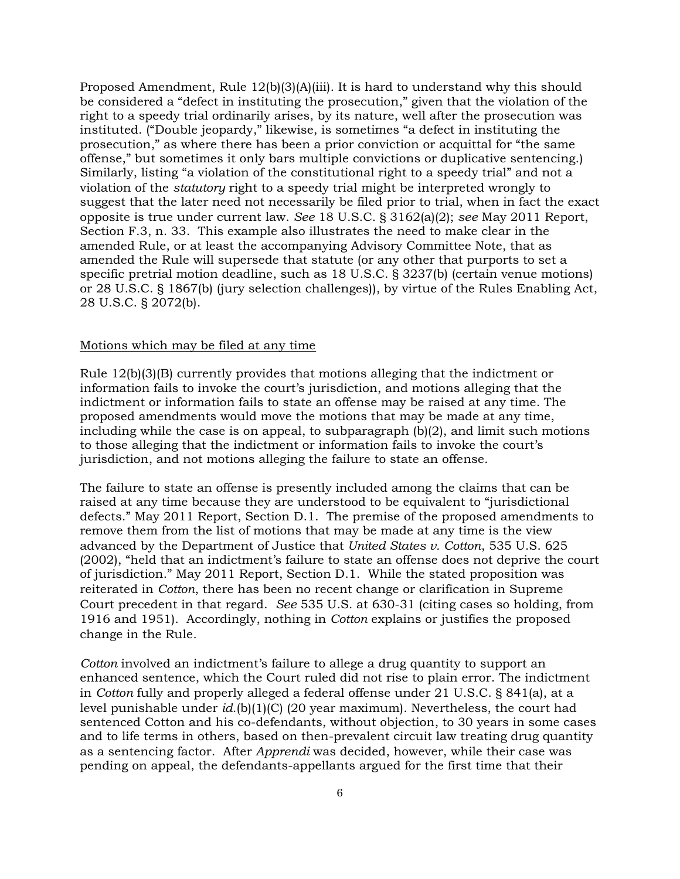Proposed Amendment, Rule 12(b)(3)(A)(iii). It is hard to understand why this should be considered a "defect in instituting the prosecution," given that the violation of the right to a speedy trial ordinarily arises, by its nature, well after the prosecution was instituted. ("Double jeopardy," likewise, is sometimes "a defect in instituting the prosecution," as where there has been a prior conviction or acquittal for "the same offense," but sometimes it only bars multiple convictions or duplicative sentencing.) Similarly, listing "a violation of the constitutional right to a speedy trial" and not a violation of the *statutory* right to a speedy trial might be interpreted wrongly to suggest that the later need not necessarily be filed prior to trial, when in fact the exact opposite is true under current law. *See* 18 U.S.C. § 3162(a)(2); *see* May 2011 Report, Section F.3, n. 33. This example also illustrates the need to make clear in the amended Rule, or at least the accompanying Advisory Committee Note, that as amended the Rule will supersede that statute (or any other that purports to set a specific pretrial motion deadline, such as 18 U.S.C. § 3237(b) (certain venue motions) or 28 U.S.C. § 1867(b) (jury selection challenges)), by virtue of the Rules Enabling Act, 28 U.S.C. § 2072(b).

Motions which may be filed at any time

Rule 12(b)(3)(B) currently provides that motions alleging that the indictment or information fails to invoke the court's jurisdiction, and motions alleging that the indictment or information fails to state an offense may be raised at any time. The proposed amendments would move the motions that may be made at any time, including while the case is on appeal, to subparagraph (b)(2), and limit such motions to those alleging that the indictment or information fails to invoke the court's jurisdiction, and not motions alleging the failure to state an offense.

The failure to state an offense is presently included among the claims that can be raised at any time because they are understood to be equivalent to "jurisdictional defects." May 2011 Report, Section D.1. The premise of the proposed amendments to remove them from the list of motions that may be made at any time is the view advanced by the Department of Justice that *United States v. Cotton*, 535 U.S. 625 (2002), "held that an indictment's failure to state an offense does not deprive the court of jurisdiction." May 2011 Report, Section D.1. While the stated proposition was reiterated in *Cotton*, there has been no recent change or clarification in Supreme Court precedent in that regard. *See* 535 U.S. at 630-31 (citing cases so holding, from 1916 and 1951). Accordingly, nothing in *Cotton* explains or justifies the proposed change in the Rule.

*Cotton* involved an indictment's failure to allege a drug quantity to support an enhanced sentence, which the Court ruled did not rise to plain error. The indictment in *Cotton* fully and properly alleged a federal offense under 21 U.S.C. § 841(a), at a level punishable under *id.*(b)(1)(C) (20 year maximum). Nevertheless, the court had sentenced Cotton and his co-defendants, without objection, to 30 years in some cases and to life terms in others, based on then-prevalent circuit law treating drug quantity as a sentencing factor. After *Apprendi* was decided, however, while their case was pending on appeal, the defendants-appellants argued for the first time that their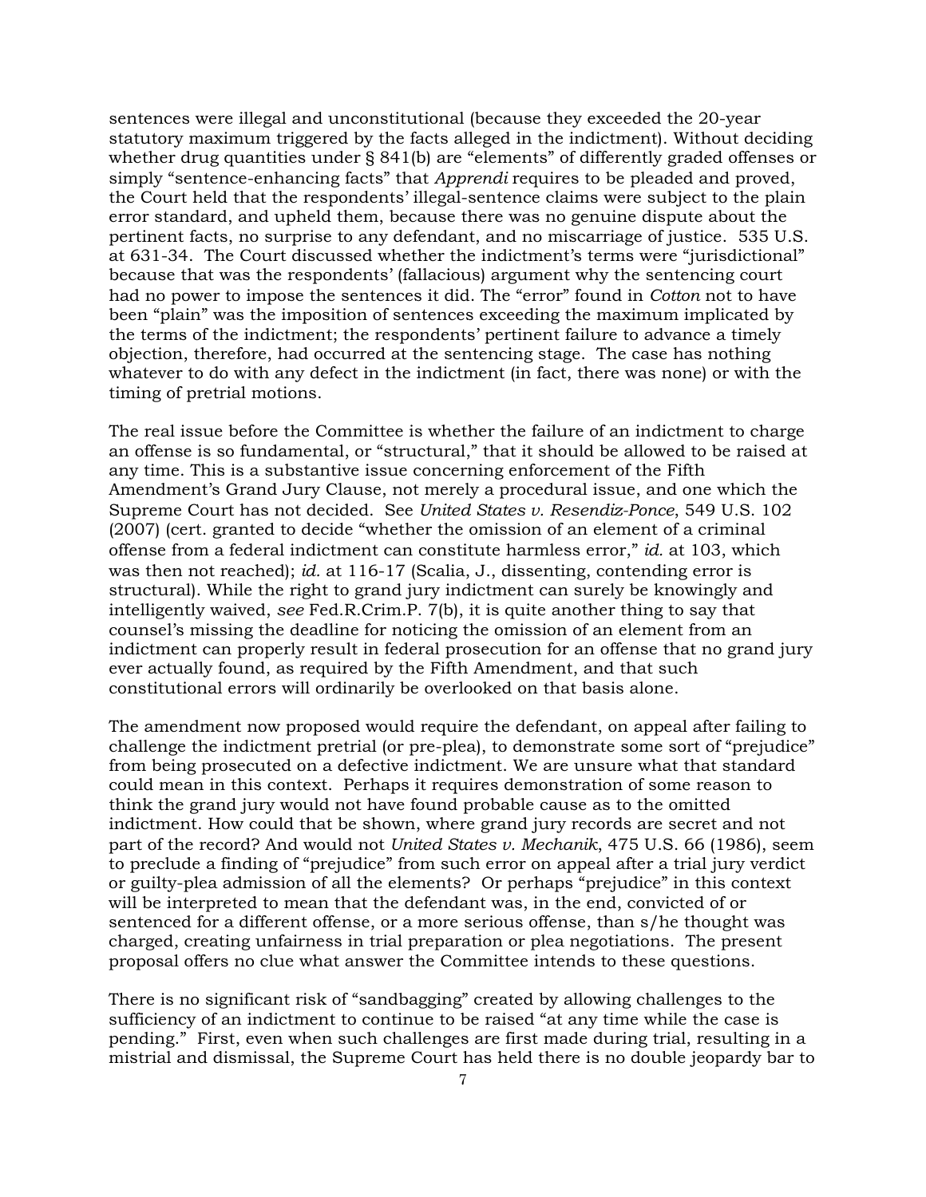sentences were illegal and unconstitutional (because they exceeded the 20-year statutory maximum triggered by the facts alleged in the indictment). Without deciding whether drug quantities under § 841(b) are "elements" of differently graded offenses or simply "sentence-enhancing facts" that *Apprendi* requires to be pleaded and proved, the Court held that the respondents' illegal-sentence claims were subject to the plain error standard, and upheld them, because there was no genuine dispute about the pertinent facts, no surprise to any defendant, and no miscarriage of justice. 535 U.S. at 631-34. The Court discussed whether the indictment's terms were "jurisdictional" because that was the respondents' (fallacious) argument why the sentencing court had no power to impose the sentences it did. The "error" found in *Cotton* not to have been "plain" was the imposition of sentences exceeding the maximum implicated by the terms of the indictment; the respondents' pertinent failure to advance a timely objection, therefore, had occurred at the sentencing stage. The case has nothing whatever to do with any defect in the indictment (in fact, there was none) or with the timing of pretrial motions.

The real issue before the Committee is whether the failure of an indictment to charge an offense is so fundamental, or "structural," that it should be allowed to be raised at any time. This is a substantive issue concerning enforcement of the Fifth Amendment's Grand Jury Clause, not merely a procedural issue, and one which the Supreme Court has not decided. See *United States v. Resendiz-Ponce*, 549 U.S. 102 (2007) (cert. granted to decide "whether the omission of an element of a criminal offense from a federal indictment can constitute harmless error," *id.* at 103, which was then not reached); *id.* at 116-17 (Scalia, J., dissenting, contending error is structural). While the right to grand jury indictment can surely be knowingly and intelligently waived, *see* Fed.R.Crim.P. 7(b), it is quite another thing to say that counsel's missing the deadline for noticing the omission of an element from an indictment can properly result in federal prosecution for an offense that no grand jury ever actually found, as required by the Fifth Amendment, and that such constitutional errors will ordinarily be overlooked on that basis alone.

The amendment now proposed would require the defendant, on appeal after failing to challenge the indictment pretrial (or pre-plea), to demonstrate some sort of "prejudice" from being prosecuted on a defective indictment. We are unsure what that standard could mean in this context. Perhaps it requires demonstration of some reason to think the grand jury would not have found probable cause as to the omitted indictment. How could that be shown, where grand jury records are secret and not part of the record? And would not *United States v. Mechanik*, 475 U.S. 66 (1986), seem to preclude a finding of "prejudice" from such error on appeal after a trial jury verdict or guilty-plea admission of all the elements? Or perhaps "prejudice" in this context will be interpreted to mean that the defendant was, in the end, convicted of or sentenced for a different offense, or a more serious offense, than s/he thought was charged, creating unfairness in trial preparation or plea negotiations. The present proposal offers no clue what answer the Committee intends to these questions.

There is no significant risk of "sandbagging" created by allowing challenges to the sufficiency of an indictment to continue to be raised "at any time while the case is pending." First, even when such challenges are first made during trial, resulting in a mistrial and dismissal, the Supreme Court has held there is no double jeopardy bar to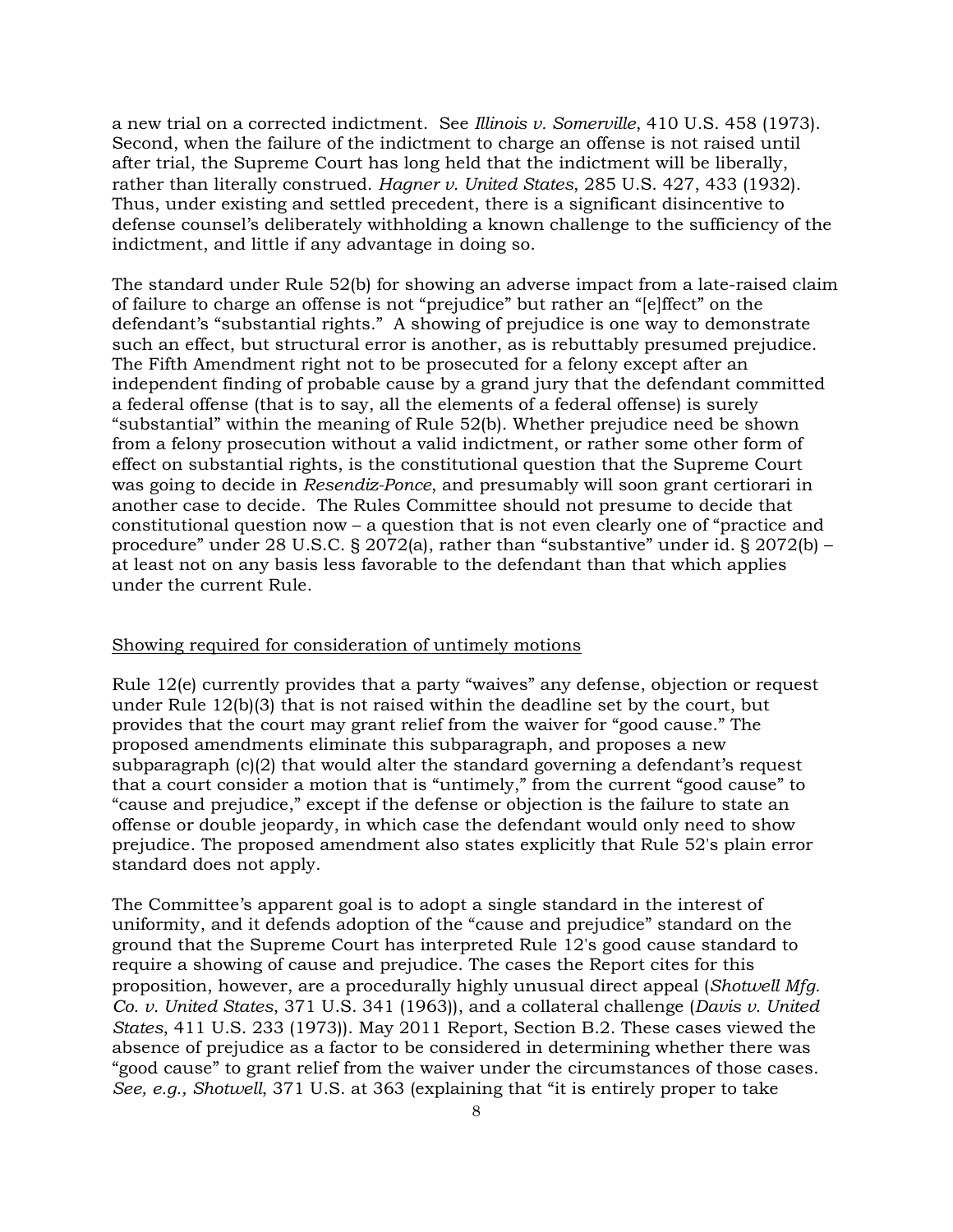a new trial on a corrected indictment. See *Illinois v. Somerville*, 410 U.S. 458 (1973). Second, when the failure of the indictment to charge an offense is not raised until after trial, the Supreme Court has long held that the indictment will be liberally, rather than literally construed. *Hagner v. United States*, 285 U.S. 427, 433 (1932). Thus, under existing and settled precedent, there is a significant disincentive to defense counsel's deliberately withholding a known challenge to the sufficiency of the indictment, and little if any advantage in doing so.

The standard under Rule 52(b) for showing an adverse impact from a late-raised claim of failure to charge an offense is not "prejudice" but rather an "[e]ffect" on the defendant's "substantial rights." A showing of prejudice is one way to demonstrate such an effect, but structural error is another, as is rebuttably presumed prejudice. The Fifth Amendment right not to be prosecuted for a felony except after an independent finding of probable cause by a grand jury that the defendant committed a federal offense (that is to say, all the elements of a federal offense) is surely "substantial" within the meaning of Rule 52(b). Whether prejudice need be shown from a felony prosecution without a valid indictment, or rather some other form of effect on substantial rights, is the constitutional question that the Supreme Court was going to decide in *Resendiz-Ponce*, and presumably will soon grant certiorari in another case to decide. The Rules Committee should not presume to decide that constitutional question now – a question that is not even clearly one of "practice and procedure" under 28 U.S.C. § 2072(a), rather than "substantive" under id. § 2072(b) – at least not on any basis less favorable to the defendant than that which applies under the current Rule.

<u>Showing required for consideration of untimely motions</u>

Rule 12(e) currently provides that a party "waives" any defense, objection or request under Rule 12(b)(3) that is not raised within the deadline set by the court, but provides that the court may grant relief from the waiver for "good cause." The proposed amendments eliminate this subparagraph, and proposes a new subparagraph (c)(2) that would alter the standard governing a defendant's request that a court consider a motion that is "untimely," from the current "good cause" to "cause and prejudice," except if the defense or objection is the failure to state an offense or double jeopardy, in which case the defendant would only need to show prejudice. The proposed amendment also states explicitly that Rule 52's plain error standard does not apply.

The Committee's apparent goal is to adopt a single standard in the interest of uniformity, and it defends adoption of the "cause and prejudice" standard on the ground that the Supreme Court has interpreted Rule 12's good cause standard to require a showing of cause and prejudice. The cases the Report cites for this proposition, however, are a procedurally highly unusual direct appeal (*Shotwell Mfg. Co. v. United States*, 371 U.S. 341 (1963)), and a collateral challenge (*Davis v. United States*, 411 U.S. 233 (1973)). May 2011 Report, Section B.2. These cases viewed the absence of prejudice as a factor to be considered in determining whether there was "good cause" to grant relief from the waiver under the circumstances of those cases. *See, e.g., Shotwell*, 371 U.S. at 363 (explaining that "it is entirely proper to take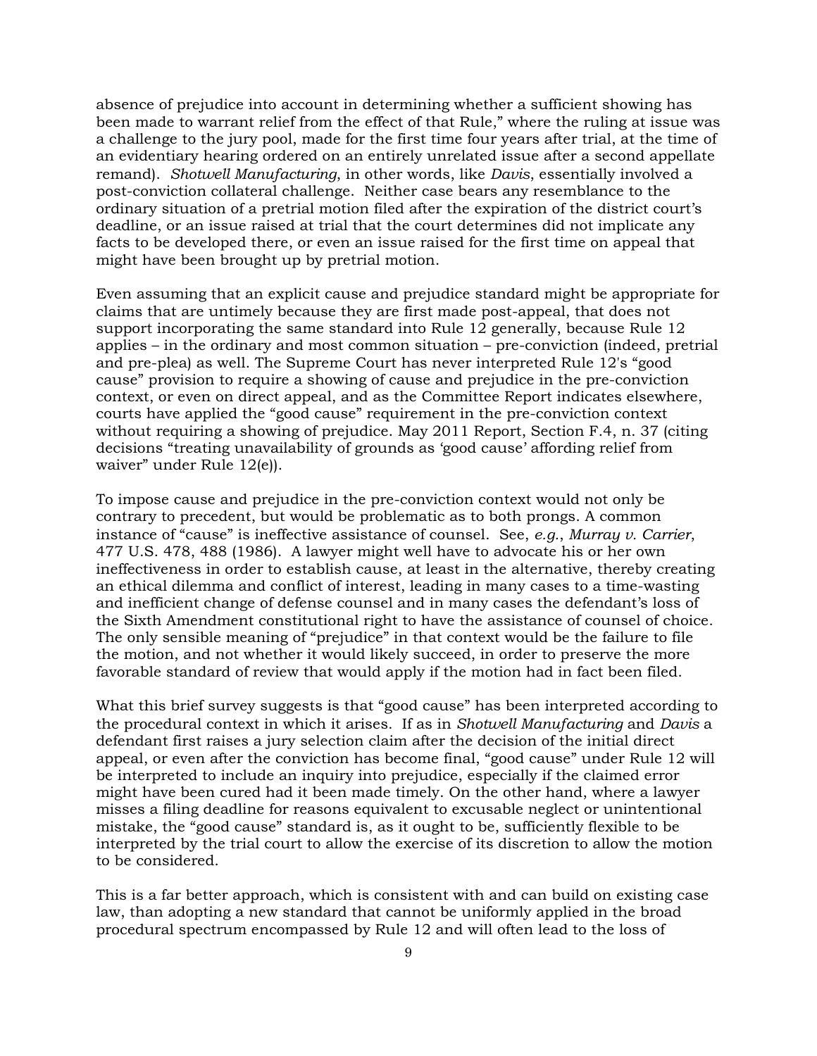absence of prejudice into account in determining whether a sufficient showing has been made to warrant relief from the effect of that Rule," where the ruling at issue was a challenge to the jury pool, made for the first time four years after trial, at the time of an evidentiary hearing ordered on an entirely unrelated issue after a second appellate remand). *Shotwell Manufacturing*, in other words, like *Davis*, essentially involved a post-conviction collateral challenge. Neither case bears any resemblance to the ordinary situation of a pretrial motion filed after the expiration of the district court's deadline, or an issue raised at trial that the court determines did not implicate any facts to be developed there, or even an issue raised for the first time on appeal that might have been brought up by pretrial motion.

Even assuming that an explicit cause and prejudice standard might be appropriate for claims that are untimely because they are first made post-appeal, that does not support incorporating the same standard into Rule 12 generally, because Rule 12 applies – in the ordinary and most common situation – pre-conviction (indeed, pretrial and pre-plea) as well. The Supreme Court has never interpreted Rule 12's "good cause" provision to require a showing of cause and prejudice in the pre-conviction context, or even on direct appeal, and as the Committee Report indicates elsewhere, courts have applied the "good cause" requirement in the pre-conviction context without requiring a showing of prejudice. May 2011 Report, Section F.4, n. 37 (citing decisions "treating unavailability of grounds as 'good cause' affording relief from waiver" under Rule 12(e)).

To impose cause and prejudice in the pre-conviction context would not only be contrary to precedent, but would be problematic as to both prongs. A common instance of "cause" is ineffective assistance of counsel. See, *e.g.*, *Murray v. Carrier*, 477 U.S. 478, 488 (1986). A lawyer might well have to advocate his or her own ineffectiveness in order to establish cause, at least in the alternative, thereby creating an ethical dilemma and conflict of interest, leading in many cases to a time-wasting and inefficient change of defense counsel and in many cases the defendant's loss of the Sixth Amendment constitutional right to have the assistance of counsel of choice. The only sensible meaning of "prejudice" in that context would be the failure to file the motion, and not whether it would likely succeed, in order to preserve the more favorable standard of review that would apply if the motion had in fact been filed.

What this brief survey suggests is that "good cause" has been interpreted according to the procedural context in which it arises. If as in *Shotwell Manufacturing* and *Davis* a defendant first raises a jury selection claim after the decision of the initial direct appeal, or even after the conviction has become final, "good cause" under Rule 12 will be interpreted to include an inquiry into prejudice, especially if the claimed error might have been cured had it been made timely. On the other hand, where a lawyer misses a filing deadline for reasons equivalent to excusable neglect or unintentional mistake, the "good cause" standard is, as it ought to be, sufficiently flexible to be interpreted by the trial court to allow the exercise of its discretion to allow the motion to be considered.

This is a far better approach, which is consistent with and can build on existing case law, than adopting a new standard that cannot be uniformly applied in the broad procedural spectrum encompassed by Rule 12 and will often lead to the loss of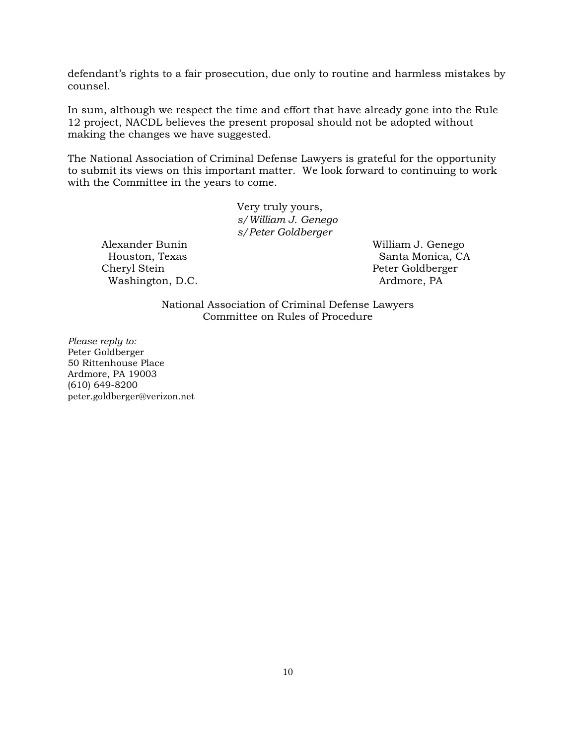defendant's rights to a fair prosecution, due only to routine and harmless mistakes by counsel.

In sum, although we respect the time and effort that have already gone into the Rule 12 project, NACDL believes the present proposal should not be adopted without making the changes we have suggested.

The National Association of Criminal Defense Lawyers is grateful for the opportunity to submit its views on this important matter. We look forward to continuing to work with the Committee in the years to come.

Very truly yours,
*s/William J. Genego*
*s/Peter Goldberger*

Alexander Bunin
Houston, Texas
Cheryl Stein
Washington, D.C.

William J. Genego
Santa Monica, CA
Peter Goldberger
Ardmore, PA

National Association of Criminal Defense Lawyers
Committee on Rules of Procedure

*Please reply to:*
Peter Goldberger
50 Rittenhouse Place
Ardmore, PA 19003
(610) 649-8200
peter.goldberger@verizon.net